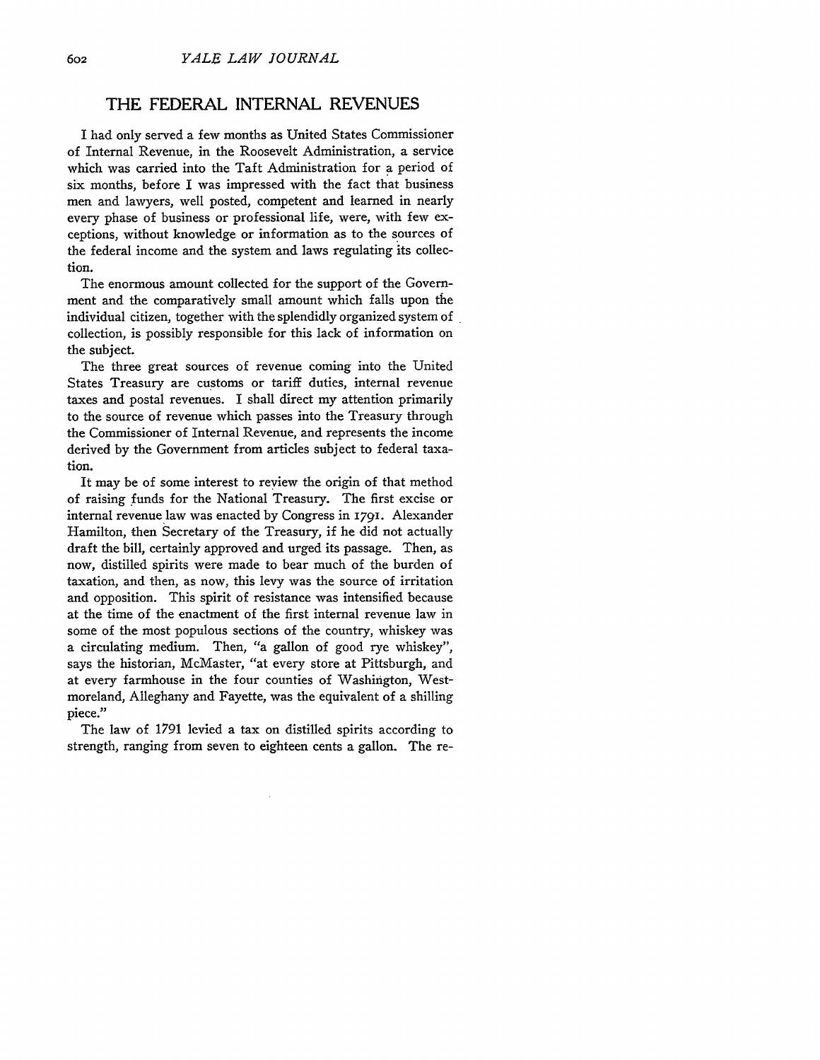# THE FEDERAL INTERNAL REVENUES

I had only served a few months as United States Commissioner of Internal Revenue, in the Roosevelt Administration, a service which was carried into the Taft Administration for a period of six months, before I was impressed with the fact that business men and lawyers, well posted, competent and learned in nearly every phase of business or professional life, were, with few exceptions, without knowledge or information as to the sources of the federal income and the system and laws regulating its collection.

The enormous amount collected for the support of the Government and the comparatively small amount which falls upon the individual citizen, together with the splendidly organized system of collection, is possibly responsible for this lack of information on the subject.

The three great sources of revenue coming into the United States Treasury are customs or tariff duties, internal revenue taxes and postal revenues. I shall direct my attention primarily to the source of revenue which passes into the Treasury through the Commissioner of Internal Revenue, and represents the income derived by the Government from articles subject to federal taxation.

It may be of some interest to review the origin of that method of raising funds for the National Treasury. The first excise or internal revenue law was enacted by Congress in 1791. Alexander Hamilton, then Secretary of the Treasury, if he did not actually draft the bill, certainly approved and urged its passage. Then, as now, distilled spirits were made to bear much of the burden of taxation, and then, as now, this levy was the source of irritation and opposition. This spirit of resistance was intensified because at the time of the enactment of the first internal revenue law in some of the most populous sections of the country, whiskey was a circulating medium. Then, "a gallon of good rye whiskey", says the historian, McMaster, "at every store at Pittsburgh, and at every farmhouse in the four counties of Washington, Westmoreland, Alleghany and Fayette, was the equivalent of a shilling piece."

The law of 1791 levied a tax on distilled spirits according to strength, ranging from seven to eighteen cents a gallon. The re-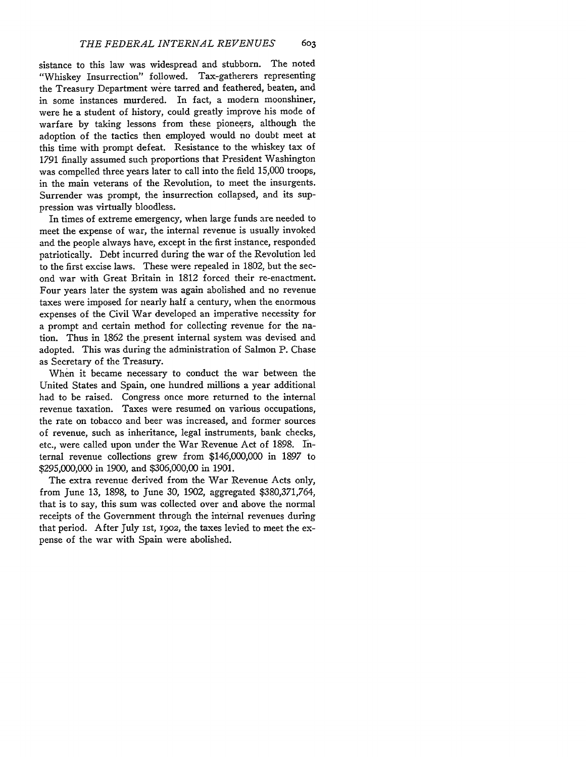sistance to this law was widespread and stubborn. The noted "Whiskey Insurrection" followed. Tax-gatherers representing the Treasury Department were tarred and feathered, beaten, and in some instances murdered. In fact, a modern moonshiner, were he a student of history, could greatly improve his mode of warfare by taking lessons from these pioneers, although the adoption of the tactics then employed would no doubt meet at this time with prompt defeat. Resistance to the whiskey tax of 1791 finally assumed such proportions that President Washington was compelled three years later to call into the field 15,000 troops, in the main veterans of the Revolution, to meet the insurgents. Surrender was prompt, the insurrection collapsed, and its suppression was virtually bloodless.

In times of extreme emergency, when large funds are needed to meet the expense of war, the internal revenue is usually invoked and the people always have, except in the first instance, responded patriotically. Debt incurred during the war of the Revolution led to the first excise laws. These were repealed in 1802, but the second war with Great Britain in 1812 forced their re-enactment. Four years later the system was again abolished and no revenue taxes were imposed for nearly half a century, when the enormous expenses of the Civil War developed an imperative necessity for a prompt and certain method for collecting revenue for the nation. Thus in 1862 the present internal system was devised and adopted. This was during the administration of Salmon P. Chase as Secretary of the Treasury.

When it became necessary to conduct the war between the United States and Spain, one hundred millions a year additional had to be raised. Congress once more returned to the internal revenue taxation. Taxes were resumed on various occupations, the rate on tobacco and beer was increased, and former sources of revenue, such as inheritance, legal instruments, bank checks, etc., were called upon under the War Revenue Act of 1898. Internal revenue collections grew from $146,000,000 in 1897 to $295,000,000 in 1900, and $306,000,00 in 1901.

The extra revenue derived from the War Revenue Acts only, from June 13, 1898, to June 30, 1902, aggregated $380,371,764, that is to say, this sum was collected over and above the normal receipts of the Government through the internal revenues during that period. After July 1st, 1902, the taxes levied to meet the expense of the war with Spain were abolished.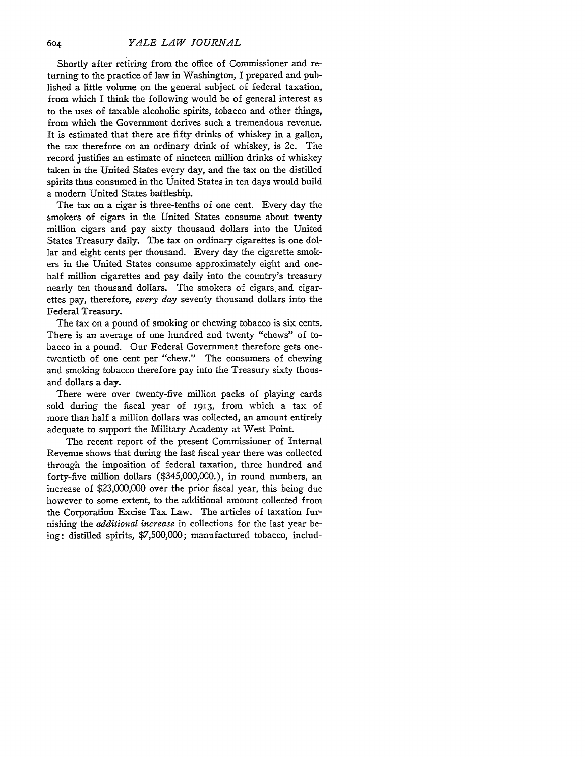Shortly after retiring from the office of Commissioner and returning to the practice of law in Washington, I prepared and published a little volume on the general subject of federal taxation, from which I think the following would be of general interest as to the uses of taxable alcoholic spirits, tobacco and other things, from which the Government derives such a tremendous revenue. It is estimated that there are fifty drinks of whiskey in a gallon, the tax therefore on an ordinary drink of whiskey, is 2c. The record justifies an estimate of nineteen million drinks of whiskey taken in the United States every day, and the tax on the distilled spirits thus consumed in the United States in ten days would build a modern United States battleship.

The tax on a cigar is three-tenths of one cent. Every day the smokers of cigars in the United States consume about twenty million cigars and pay sixty thousand dollars into the United States Treasury daily. The tax on ordinary cigarettes is one dollar and eight cents per thousand. Every day the cigarette smokers in the United States consume approximately eight and one-half million cigarettes and pay daily into the country's treasury nearly ten thousand dollars. The smokers of cigars and cigarettes pay, therefore, *every day* seventy thousand dollars into the Federal Treasury.

The tax on a pound of smoking or chewing tobacco is six cents. There is an average of one hundred and twenty "chews" of tobacco in a pound. Our Federal Government therefore gets one-twentieth of one cent per "chew." The consumers of chewing and smoking tobacco therefore pay into the Treasury sixty thousand dollars a day.

There were over twenty-five million packs of playing cards sold during the fiscal year of 1913, from which a tax of more than half a million dollars was collected, an amount entirely adequate to support the Military Academy at West Point.

The recent report of the present Commissioner of Internal Revenue shows that during the last fiscal year there was collected through the imposition of federal taxation, three hundred and forty-five million dollars ($345,000,000.), in round numbers, an increase of $23,000,000 over the prior fiscal year, this being due however to some extent, to the additional amount collected from the Corporation Excise Tax Law. The articles of taxation furnishing the *additional increase* in collections for the last year being: distilled spirits, $7,500,000; manufactured tobacco, includ-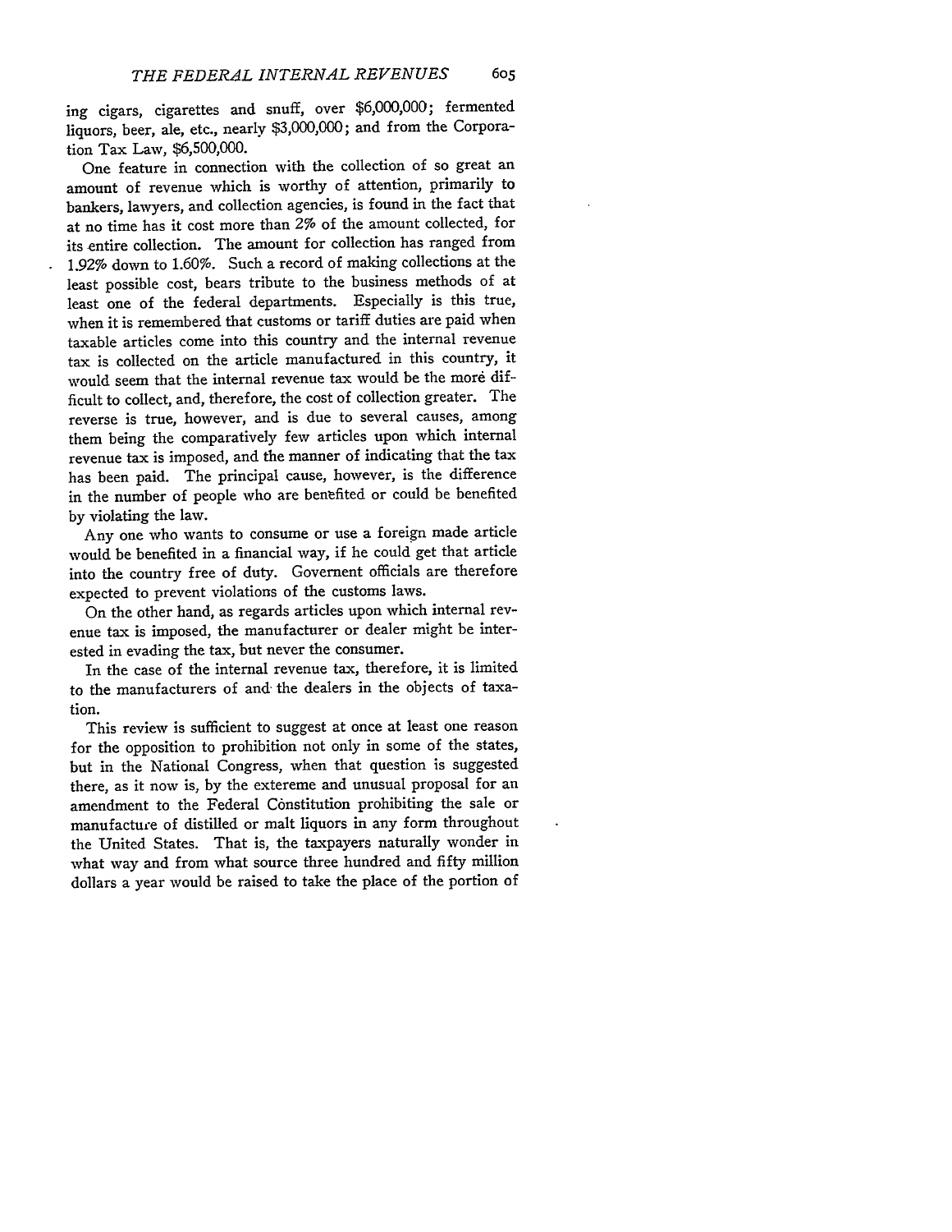ing cigars, cigarettes and snuff, over $6,000,000; fermented liquors, beer, ale, etc., nearly $3,000,000; and from the Corporation Tax Law, $6,500,000.

One feature in connection with the collection of so great an amount of revenue which is worthy of attention, primarily to bankers, lawyers, and collection agencies, is found in the fact that at no time has it cost more than 2% of the amount collected, for its entire collection. The amount for collection has ranged from 1.92% down to 1.60%. Such a record of making collections at the least possible cost, bears tribute to the business methods of at least one of the federal departments. Especially is this true, when it is remembered that customs or tariff duties are paid when taxable articles come into this country and the internal revenue tax is collected on the article manufactured in this country, it would seem that the internal revenue tax would be the more difficult to collect, and, therefore, the cost of collection greater. The reverse is true, however, and is due to several causes, among them being the comparatively few articles upon which internal revenue tax is imposed, and the manner of indicating that the tax has been paid. The principal cause, however, is the difference in the number of people who are benefited or could be benefited by violating the law.

Any one who wants to consume or use a foreign made article would be benefited in a financial way, if he could get that article into the country free of duty. Governent officials are therefore expected to prevent violations of the customs laws.

On the other hand, as regards articles upon which internal revenue tax is imposed, the manufacturer or dealer might be interested in evading the tax, but never the consumer.

In the case of the internal revenue tax, therefore, it is limited to the manufacturers of and the dealers in the objects of taxation.

This review is sufficient to suggest at once at least one reason for the opposition to prohibition not only in some of the states, but in the National Congress, when that question is suggested there, as it now is, by the extereme and unusual proposal for an amendment to the Federal Constitution prohibiting the sale or manufacture of distilled or malt liquors in any form throughout the United States. That is, the taxpayers naturally wonder in what way and from what source three hundred and fifty million dollars a year would be raised to take the place of the portion of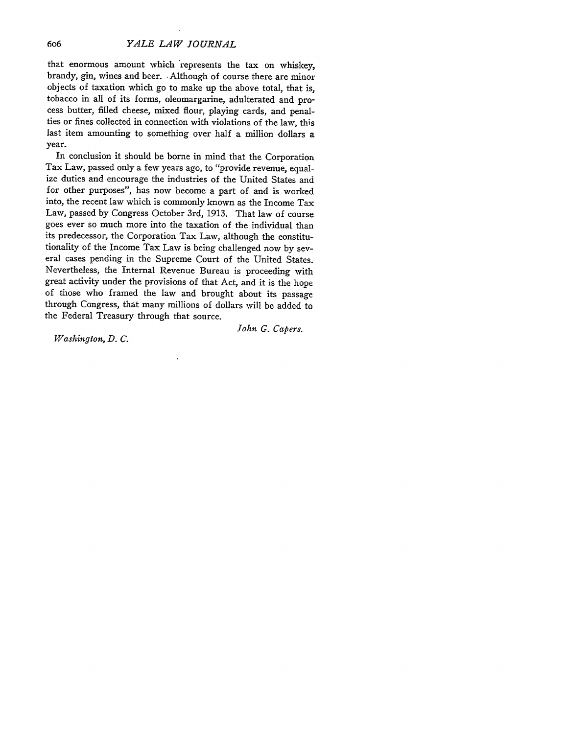that enormous amount which represents the tax on whiskey, brandy, gin, wines and beer. Although of course there are minor objects of taxation which go to make up the above total, that is, tobacco in all of its forms, oleomargarine, adulterated and process butter, filled cheese, mixed flour, playing cards, and penalties or fines collected in connection with violations of the law, this last item amounting to something over half a million dollars a year.

In conclusion it should be borne in mind that the Corporation Tax Law, passed only a few years ago, to "provide revenue, equalize duties and encourage the industries of the United States and for other purposes", has now become a part of and is worked into, the recent law which is commonly known as the Income Tax Law, passed by Congress October 3rd, 1913. That law of course goes ever so much more into the taxation of the individual than its predecessor, the Corporation Tax Law, although the constitutionality of the Income Tax Law is being challenged now by several cases pending in the Supreme Court of the United States. Nevertheless, the Internal Revenue Bureau is proceeding with great activity under the provisions of that Act, and it is the hope of those who framed the law and brought about its passage through Congress, that many millions of dollars will be added to the Federal Treasury through that source.

*John G. Capers.*

*Washington, D. C.*